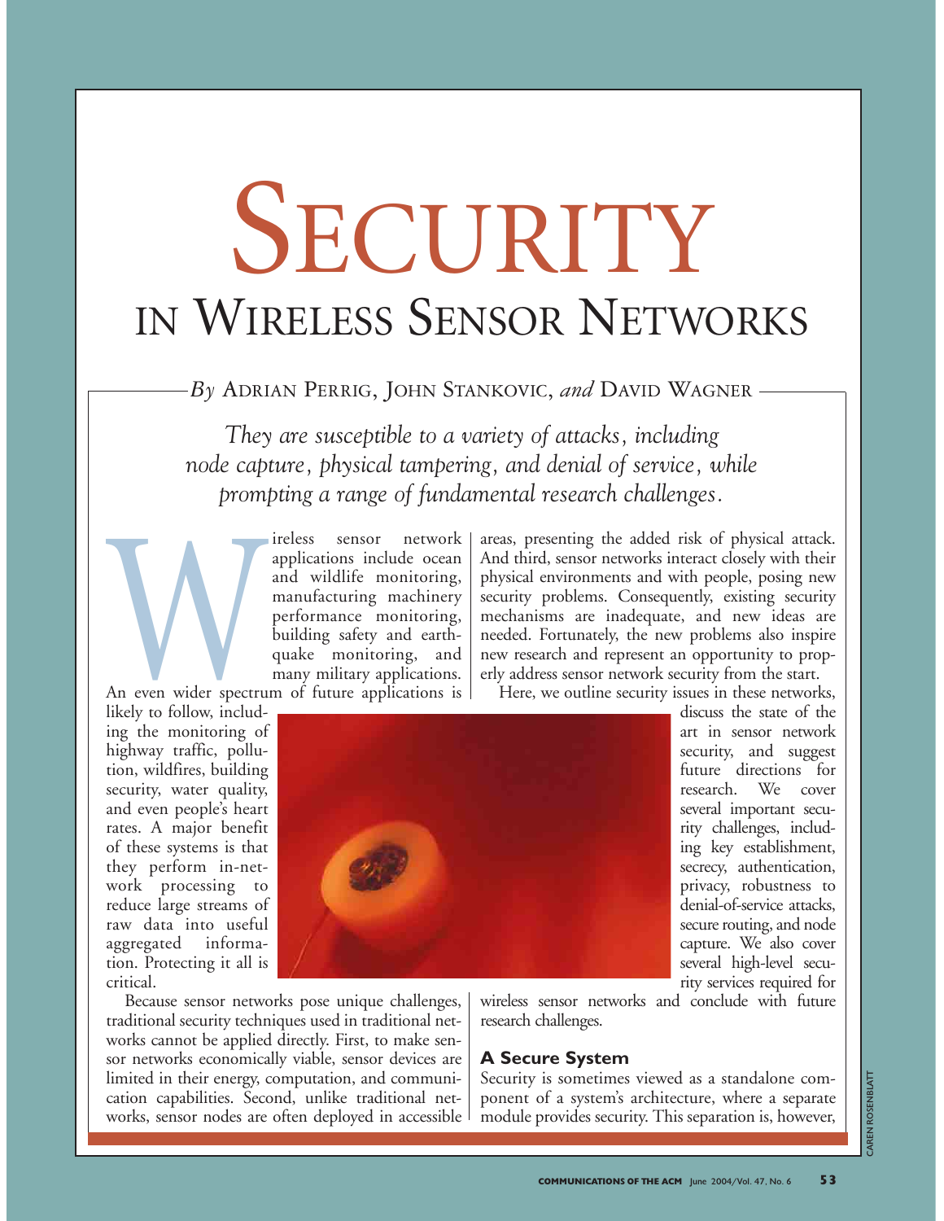# SECURITY IN WIRELESS SENSOR NETWORKS

*By* ADRIAN PERRIG, JOHN STANKOVIC, *and* DAVID WAGNER

*They are susceptible to a variety of attacks, including node capture, physical tampering, and denial of service, while prompting a range of fundamental research challenges.*

Wireless sensor network applications include ocean and wildlife monitoring, manufacturing machinery performance monitoring, building safety and earthquake monitoring, and many military applications. An even wider spectrum of future applications is likely to follow, including the monitoring of highway traffic, pollution, wildfires, building security, water quality, and even people's heart rates. A major benefit of these systems is that they perform in-network processing to reduce large streams of raw data into useful aggregated information. Protecting it all is critical.

Because sensor networks pose unique challenges, traditional security techniques used in traditional networks cannot be applied directly. First, to make sensor networks economically viable, sensor devices are limited in their energy, computation, and communication capabilities. Second, unlike traditional networks, sensor nodes are often deployed in accessible areas, presenting the added risk of physical attack. And third, sensor networks interact closely with their physical environments and with people, posing new security problems. Consequently, existing security mechanisms are inadequate, and new ideas are needed. Fortunately, the new problems also inspire new research and represent an opportunity to properly address sensor network security from the start.

Here, we outline security issues in these networks, discuss the state of the art in sensor network security, and suggest future directions for research. We cover several important security challenges, including key establishment, secrecy, authentication, privacy, robustness to denial-of-service attacks, secure routing, and node capture. We also cover several high-level security services required for wireless sensor networks and conclude with future research challenges.

## A Secure System

Security is sometimes viewed as a standalone component of a system's architecture, where a separate module provides security. This separation is, however,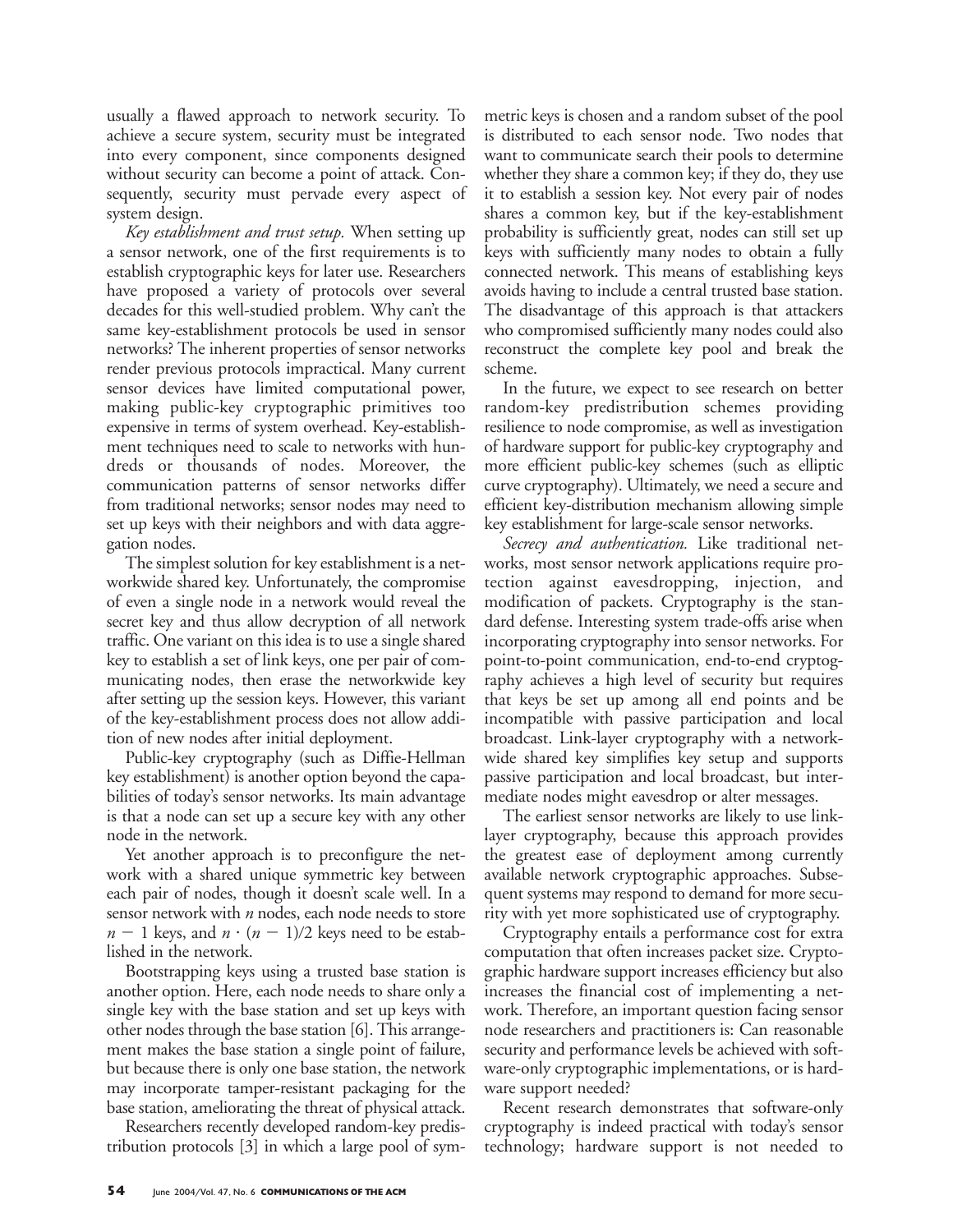usually a flawed approach to network security. To achieve a secure system, security must be integrated into every component, since components designed without security can become a point of attack. Consequently, security must pervade every aspect of system design.

*Key establishment and trust setup.* When setting up a sensor network, one of the first requirements is to establish cryptographic keys for later use. Researchers have proposed a variety of protocols over several decades for this well-studied problem. Why can't the same key-establishment protocols be used in sensor networks? The inherent properties of sensor networks render previous protocols impractical. Many current sensor devices have limited computational power, making public-key cryptographic primitives too expensive in terms of system overhead. Key-establishment techniques need to scale to networks with hundreds or thousands of nodes. Moreover, the communication patterns of sensor networks differ from traditional networks; sensor nodes may need to set up keys with their neighbors and with data aggregation nodes.

The simplest solution for key establishment is a networkwide shared key. Unfortunately, the compromise of even a single node in a network would reveal the secret key and thus allow decryption of all network traffic. One variant on this idea is to use a single shared key to establish a set of link keys, one per pair of communicating nodes, then erase the networkwide key after setting up the session keys. However, this variant of the key-establishment process does not allow addition of new nodes after initial deployment.

Public-key cryptography (such as Diffie-Hellman key establishment) is another option beyond the capabilities of today's sensor networks. Its main advantage is that a node can set up a secure key with any other node in the network.

Yet another approach is to preconfigure the network with a shared unique symmetric key between each pair of nodes, though it doesn't scale well. In a sensor network with $n$ nodes, each node needs to store $n - 1$ keys, and $n \cdot (n - 1)/2$ keys need to be established in the network.

Bootstrapping keys using a trusted base station is another option. Here, each node needs to share only a single key with the base station and set up keys with other nodes through the base station [6]. This arrangement makes the base station a single point of failure, but because there is only one base station, the network may incorporate tamper-resistant packaging for the base station, ameliorating the threat of physical attack.

Researchers recently developed random-key predistribution protocols [3] in which a large pool of symmetric keys is chosen and a random subset of the pool is distributed to each sensor node. Two nodes that want to communicate search their pools to determine whether they share a common key; if they do, they use it to establish a session key. Not every pair of nodes shares a common key, but if the key-establishment probability is sufficiently great, nodes can still set up keys with sufficiently many nodes to obtain a fully connected network. This means of establishing keys avoids having to include a central trusted base station. The disadvantage of this approach is that attackers who compromised sufficiently many nodes could also reconstruct the complete key pool and break the scheme.

In the future, we expect to see research on better random-key predistribution schemes providing resilience to node compromise, as well as investigation of hardware support for public-key cryptography and more efficient public-key schemes (such as elliptic curve cryptography). Ultimately, we need a secure and efficient key-distribution mechanism allowing simple key establishment for large-scale sensor networks.

*Secrecy and authentication.* Like traditional networks, most sensor network applications require protection against eavesdropping, injection, and modification of packets. Cryptography is the standard defense. Interesting system trade-offs arise when incorporating cryptography into sensor networks. For point-to-point communication, end-to-end cryptography achieves a high level of security but requires that keys be set up among all end points and be incompatible with passive participation and local broadcast. Link-layer cryptography with a networkwide shared key simplifies key setup and supports passive participation and local broadcast, but intermediate nodes might eavesdrop or alter messages.

The earliest sensor networks are likely to use link-layer cryptography, because this approach provides the greatest ease of deployment among currently available network cryptographic approaches. Subsequent systems may respond to demand for more security with yet more sophisticated use of cryptography.

Cryptography entails a performance cost for extra computation that often increases packet size. Cryptographic hardware support increases efficiency but also increases the financial cost of implementing a network. Therefore, an important question facing sensor node researchers and practitioners is: Can reasonable security and performance levels be achieved with software-only cryptographic implementations, or is hardware support needed?

Recent research demonstrates that software-only cryptography is indeed practical with today's sensor technology; hardware support is not needed to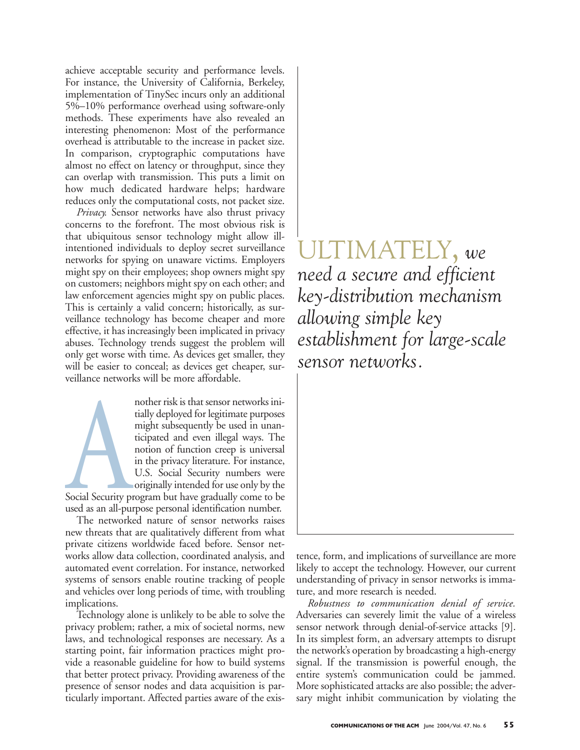achieve acceptable security and performance levels. For instance, the University of California, Berkeley, implementation of TinySec incurs only an additional 5%–10% performance overhead using software-only methods. These experiments have also revealed an interesting phenomenon: Most of the performance overhead is attributable to the increase in packet size. In comparison, cryptographic computations have almost no effect on latency or throughput, since they can overlap with transmission. This puts a limit on how much dedicated hardware helps; hardware reduces only the computational costs, not packet size.

*Privacy.* Sensor networks have also thrust privacy concerns to the forefront. The most obvious risk is that ubiquitous sensor technology might allow ill-intentioned individuals to deploy secret surveillance networks for spying on unaware victims. Employers might spy on their employees; shop owners might spy on customers; neighbors might spy on each other; and law enforcement agencies might spy on public places. This is certainly a valid concern; historically, as surveillance technology has become cheaper and more effective, it has increasingly been implicated in privacy abuses. Technology trends suggest the problem will only get worse with time. As devices get smaller, they will be easier to conceal; as devices get cheaper, surveillance networks will be more affordable.

Another risk is that sensor networks initially deployed for legitimate purposes might subsequently be used in unanticipated and even illegal ways. The notion of function creep is universal in the privacy literature. For instance, U.S. Social Security numbers were originally intended for use only by the Social Security program but have gradually come to be used as an all-purpose personal identification number.

The networked nature of sensor networks raises new threats that are qualitatively different from what private citizens worldwide faced before. Sensor networks allow data collection, coordinated analysis, and automated event correlation. For instance, networked systems of sensors enable routine tracking of people and vehicles over long periods of time, with troubling implications.

Technology alone is unlikely to be able to solve the privacy problem; rather, a mix of societal norms, new laws, and technological responses are necessary. As a starting point, fair information practices might provide a reasonable guideline for how to build systems that better protect privacy. Providing awareness of the presence of sensor nodes and data acquisition is particularly important. Affected parties aware of the existence, form, and implications of surveillance are more likely to accept the technology. However, our current understanding of privacy in sensor networks is immature, and more research is needed.

> ULTIMATELY, *we need a secure and efficient key-distribution mechanism allowing simple key establishment for large-scale sensor networks.*

*Robustness to communication denial of service.* Adversaries can severely limit the value of a wireless sensor network through denial-of-service attacks [9]. In its simplest form, an adversary attempts to disrupt the network's operation by broadcasting a high-energy signal. If the transmission is powerful enough, the entire system's communication could be jammed. More sophisticated attacks are also possible; the adversary might inhibit communication by violating the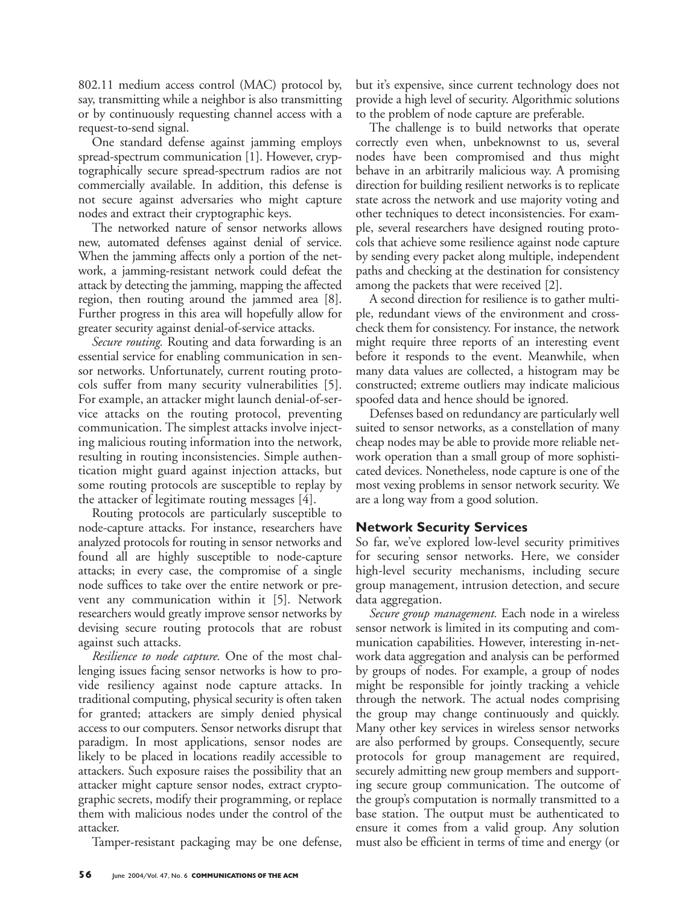802.11 medium access control (MAC) protocol by, say, transmitting while a neighbor is also transmitting or by continuously requesting channel access with a request-to-send signal.

One standard defense against jamming employs spread-spectrum communication [1]. However, cryptographically secure spread-spectrum radios are not commercially available. In addition, this defense is not secure against adversaries who might capture nodes and extract their cryptographic keys.

The networked nature of sensor networks allows new, automated defenses against denial of service. When the jamming affects only a portion of the network, a jamming-resistant network could defeat the attack by detecting the jamming, mapping the affected region, then routing around the jammed area [8]. Further progress in this area will hopefully allow for greater security against denial-of-service attacks.

*Secure routing.* Routing and data forwarding is an essential service for enabling communication in sensor networks. Unfortunately, current routing protocols suffer from many security vulnerabilities [5]. For example, an attacker might launch denial-of-service attacks on the routing protocol, preventing communication. The simplest attacks involve injecting malicious routing information into the network, resulting in routing inconsistencies. Simple authentication might guard against injection attacks, but some routing protocols are susceptible to replay by the attacker of legitimate routing messages [4].

Routing protocols are particularly susceptible to node-capture attacks. For instance, researchers have analyzed protocols for routing in sensor networks and found all are highly susceptible to node-capture attacks; in every case, the compromise of a single node suffices to take over the entire network or prevent any communication within it [5]. Network researchers would greatly improve sensor networks by devising secure routing protocols that are robust against such attacks.

*Resilience to node capture.* One of the most challenging issues facing sensor networks is how to provide resiliency against node capture attacks. In traditional computing, physical security is often taken for granted; attackers are simply denied physical access to our computers. Sensor networks disrupt that paradigm. In most applications, sensor nodes are likely to be placed in locations readily accessible to attackers. Such exposure raises the possibility that an attacker might capture sensor nodes, extract cryptographic secrets, modify their programming, or replace them with malicious nodes under the control of the attacker.

Tamper-resistant packaging may be one defense, but it's expensive, since current technology does not provide a high level of security. Algorithmic solutions to the problem of node capture are preferable.

The challenge is to build networks that operate correctly even when, unbeknownst to us, several nodes have been compromised and thus might behave in an arbitrarily malicious way. A promising direction for building resilient networks is to replicate state across the network and use majority voting and other techniques to detect inconsistencies. For example, several researchers have designed routing protocols that achieve some resilience against node capture by sending every packet along multiple, independent paths and checking at the destination for consistency among the packets that were received [2].

A second direction for resilience is to gather multiple, redundant views of the environment and cross-check them for consistency. For instance, the network might require three reports of an interesting event before it responds to the event. Meanwhile, when many data values are collected, a histogram may be constructed; extreme outliers may indicate malicious spoofed data and hence should be ignored.

Defenses based on redundancy are particularly well suited to sensor networks, as a constellation of many cheap nodes may be able to provide more reliable network operation than a small group of more sophisticated devices. Nonetheless, node capture is one of the most vexing problems in sensor network security. We are a long way from a good solution.

## Network Security Services

So far, we've explored low-level security primitives for securing sensor networks. Here, we consider high-level security mechanisms, including secure group management, intrusion detection, and secure data aggregation.

*Secure group management.* Each node in a wireless sensor network is limited in its computing and communication capabilities. However, interesting in-network data aggregation and analysis can be performed by groups of nodes. For example, a group of nodes might be responsible for jointly tracking a vehicle through the network. The actual nodes comprising the group may change continuously and quickly. Many other key services in wireless sensor networks are also performed by groups. Consequently, secure protocols for group management are required, securely admitting new group members and supporting secure group communication. The outcome of the group's computation is normally transmitted to a base station. The output must be authenticated to ensure it comes from a valid group. Any solution must also be efficient in terms of time and energy (or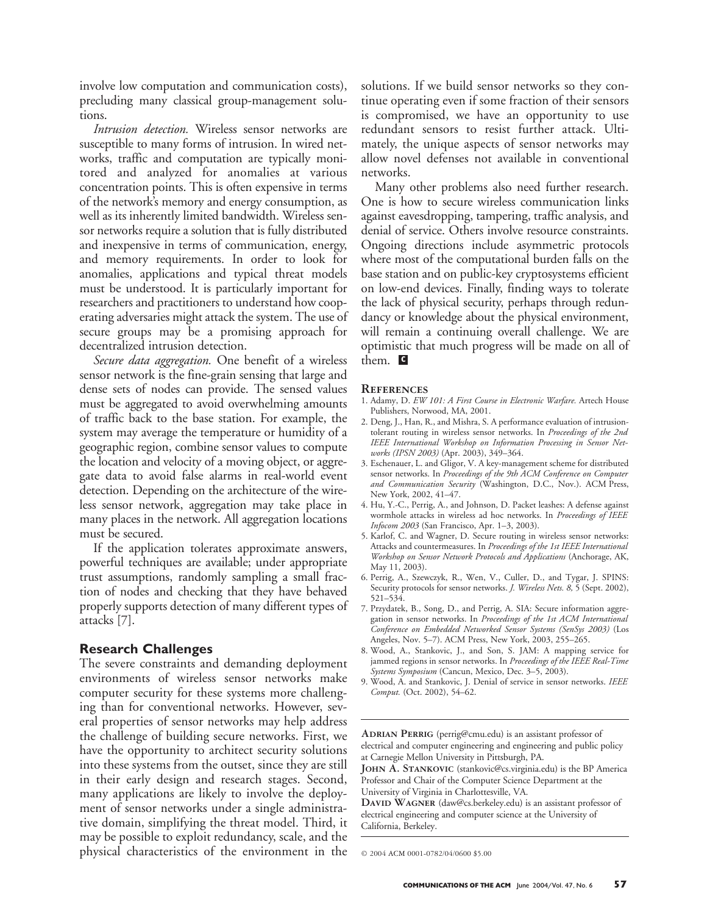involve low computation and communication costs), precluding many classical group-management solutions.

*Intrusion detection.* Wireless sensor networks are susceptible to many forms of intrusion. In wired networks, traffic and computation are typically monitored and analyzed for anomalies at various concentration points. This is often expensive in terms of the network's memory and energy consumption, as well as its inherently limited bandwidth. Wireless sensor networks require a solution that is fully distributed and inexpensive in terms of communication, energy, and memory requirements. In order to look for anomalies, applications and typical threat models must be understood. It is particularly important for researchers and practitioners to understand how cooperating adversaries might attack the system. The use of secure groups may be a promising approach for decentralized intrusion detection.

*Secure data aggregation.* One benefit of a wireless sensor network is the fine-grain sensing that large and dense sets of nodes can provide. The sensed values must be aggregated to avoid overwhelming amounts of traffic back to the base station. For example, the system may average the temperature or humidity of a geographic region, combine sensor values to compute the location and velocity of a moving object, or aggregate data to avoid false alarms in real-world event detection. Depending on the architecture of the wireless sensor network, aggregation may take place in many places in the network. All aggregation locations must be secured.

If the application tolerates approximate answers, powerful techniques are available; under appropriate trust assumptions, randomly sampling a small fraction of nodes and checking that they have behaved properly supports detection of many different types of attacks [7].

## Research Challenges

The severe constraints and demanding deployment environments of wireless sensor networks make computer security for these systems more challenging than for conventional networks. However, several properties of sensor networks may help address the challenge of building secure networks. First, we have the opportunity to architect security solutions into these systems from the outset, since they are still in their early design and research stages. Second, many applications are likely to involve the deployment of sensor networks under a single administrative domain, simplifying the threat model. Third, it may be possible to exploit redundancy, scale, and the physical characteristics of the environment in the solutions. If we build sensor networks so they continue operating even if some fraction of their sensors is compromised, we have an opportunity to use redundant sensors to resist further attack. Ultimately, the unique aspects of sensor networks may allow novel defenses not available in conventional networks.

Many other problems also need further research. One is how to secure wireless communication links against eavesdropping, tampering, traffic analysis, and denial of service. Others involve resource constraints. Ongoing directions include asymmetric protocols where most of the computational burden falls on the base station and on public-key cryptosystems efficient on low-end devices. Finally, finding ways to tolerate the lack of physical security, perhaps through redundancy or knowledge about the physical environment, will remain a continuing overall challenge. We are optimistic that much progress will be made on all of them. **C**

## References

1. Adamy, D. *EW 101: A First Course in Electronic Warfare.* Artech House Publishers, Norwood, MA, 2001.
2. Deng, J., Han, R., and Mishra, S. A performance evaluation of intrusion-tolerant routing in wireless sensor networks. In *Proceedings of the 2nd IEEE International Workshop on Information Processing in Sensor Networks (IPSN 2003)* (Apr. 2003), 349–364.
3. Eschenauer, L. and Gligor, V. A key-management scheme for distributed sensor networks. In *Proceedings of the 9th ACM Conference on Computer and Communication Security* (Washington, D.C., Nov.). ACM Press, New York, 2002, 41–47.
4. Hu, Y.-C., Perrig, A., and Johnson, D. Packet leashes: A defense against wormhole attacks in wireless ad hoc networks. In *Proceedings of IEEE Infocom 2003* (San Francisco, Apr. 1–3, 2003).
5. Karlof, C. and Wagner, D. Secure routing in wireless sensor networks: Attacks and countermeasures. In *Proceedings of the 1st IEEE International Workshop on Sensor Network Protocols and Applications* (Anchorage, AK, May 11, 2003).
6. Perrig, A., Szewczyk, R., Wen, V., Culler, D., and Tygar, J. SPINS: Security protocols for sensor networks. *J. Wireless Nets. 8,* 5 (Sept. 2002), 521–534.
7. Przydatek, B., Song, D., and Perrig, A. SIA: Secure information aggregation in sensor networks. In *Proceedings of the 1st ACM International Conference on Embedded Networked Sensor Systems (SenSys 2003)* (Los Angeles, Nov. 5–7). ACM Press, New York, 2003, 255–265.
8. Wood, A., Stankovic, J., and Son, S. JAM: A mapping service for jammed regions in sensor networks. In *Proceedings of the IEEE Real-Time Systems Symposium* (Cancun, Mexico, Dec. 3–5, 2003).
9. Wood, A. and Stankovic, J. Denial of service in sensor networks. *IEEE Comput.* (Oct. 2002), 54–62.

---

**Adrian Perrig** (perrig@cmu.edu) is an assistant professor of electrical and computer engineering and engineering and public policy at Carnegie Mellon University in Pittsburgh, PA.

**John A. Stankovic** (stankovic@cs.virginia.edu) is the BP America Professor and Chair of the Computer Science Department at the University of Virginia in Charlottesville, VA.

**David Wagner** (daw@cs.berkeley.edu) is an assistant professor of electrical engineering and computer science at the University of California, Berkeley.

---

© 2004 ACM 0001-0782/04/0600 $5.00